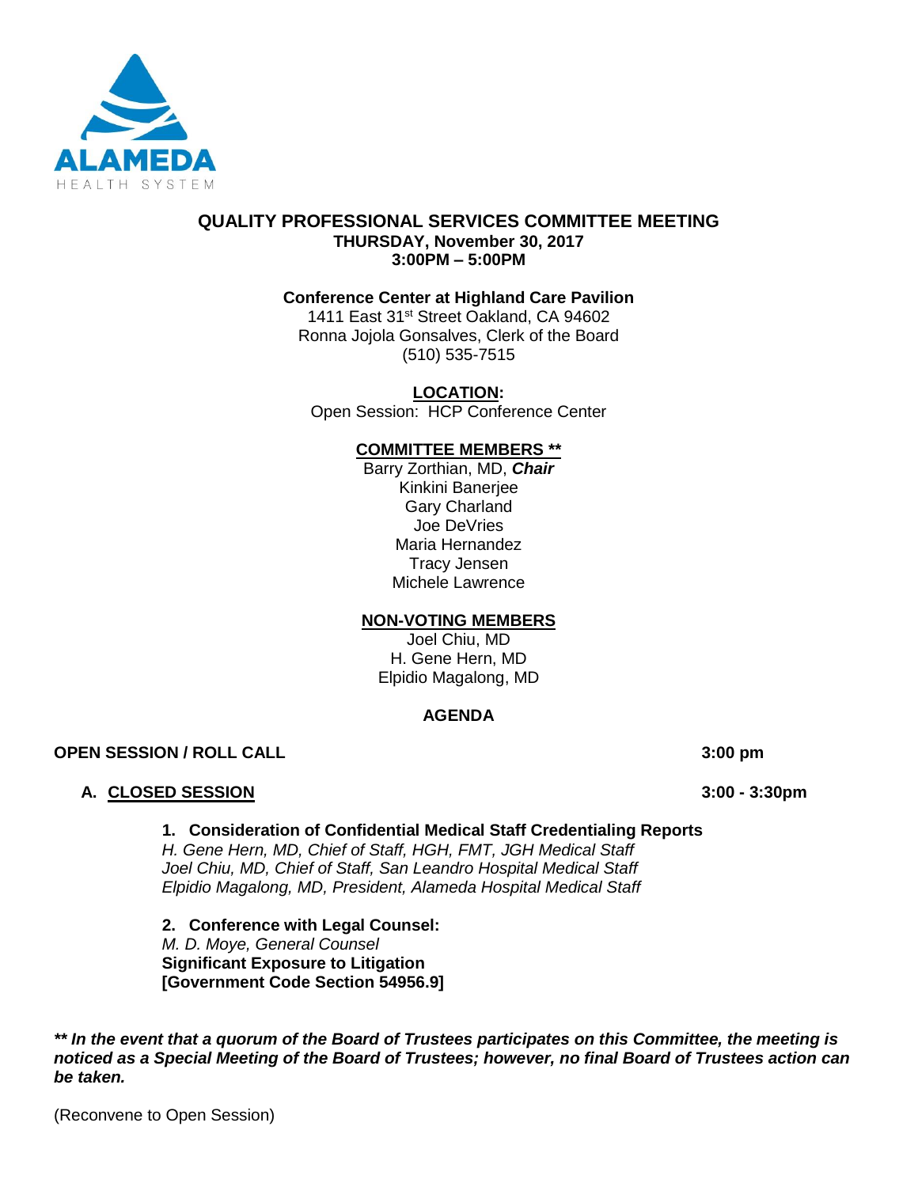ALAMEDA HEALTH SYSTEM

# QUALITY PROFESSIONAL SERVICES COMMITTEE MEETING

**THURSDAY, November 30, 2017**
**3:00PM – 5:00PM**

**Conference Center at Highland Care Pavilion**
1411 East 31st Street Oakland, CA 94602
Ronna Jojola Gonsalves, Clerk of the Board
(510) 535-7515

**LOCATION:**
Open Session: HCP Conference Center

**COMMITTEE MEMBERS \*\***
Barry Zorthian, MD, ***Chair***
Kinkini Banerjee
Gary Charland
Joe DeVries
Maria Hernandez
Tracy Jensen
Michele Lawrence

**NON-VOTING MEMBERS**
Joel Chiu, MD
H. Gene Hern, MD
Elpidio Magalong, MD

## AGENDA

**OPEN SESSION / ROLL CALL** **3:00 pm**

**A. CLOSED SESSION** **3:00 - 3:30pm**

**1. Consideration of Confidential Medical Staff Credentialing Reports**
*H. Gene Hern, MD, Chief of Staff, HGH, FMT, JGH Medical Staff*
*Joel Chiu, MD, Chief of Staff, San Leandro Hospital Medical Staff*
*Elpidio Magalong, MD, President, Alameda Hospital Medical Staff*

**2. Conference with Legal Counsel:**
*M. D. Moye, General Counsel*
**Significant Exposure to Litigation**
**[Government Code Section 54956.9]**

***\*\* In the event that a quorum of the Board of Trustees participates on this Committee, the meeting is noticed as a Special Meeting of the Board of Trustees; however, no final Board of Trustees action can be taken.***

(Reconvene to Open Session)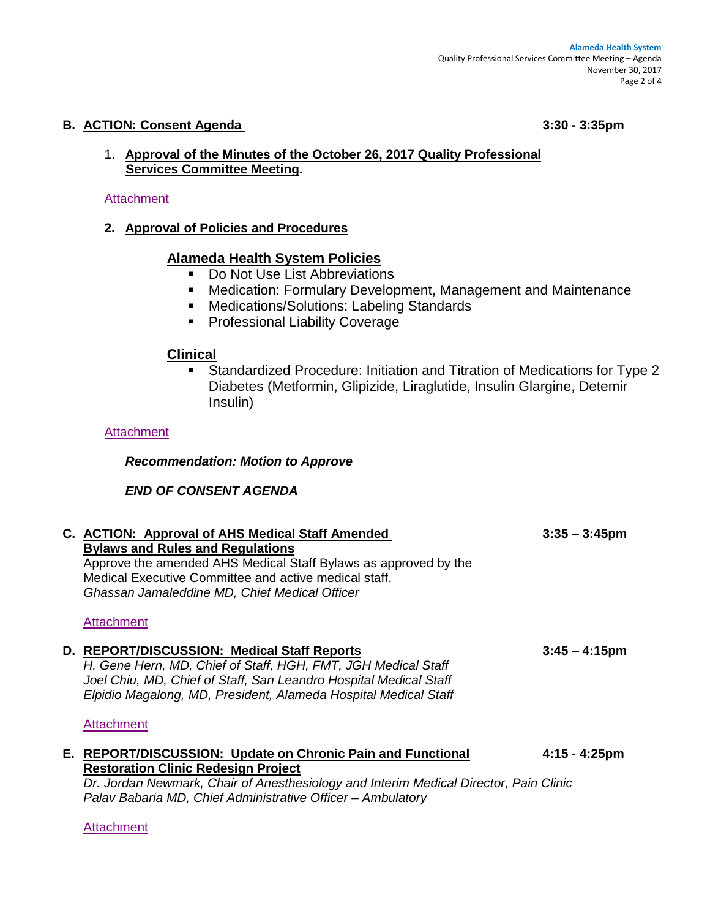## B. ACTION: Consent Agenda 3:30 - 3:35pm

1. **Approval of the Minutes of the October 26, 2017 Quality Professional Services Committee Meeting.**

Attachment

2. **Approval of Policies and Procedures**

### Alameda Health System Policies

- Do Not Use List Abbreviations
- Medication: Formulary Development, Management and Maintenance
- Medications/Solutions: Labeling Standards
- Professional Liability Coverage

### Clinical

- Standardized Procedure: Initiation and Titration of Medications for Type 2 Diabetes (Metformin, Glipizide, Liraglutide, Insulin Glargine, Detemir Insulin)

Attachment

***Recommendation: Motion to Approve***

***END OF CONSENT AGENDA***

## C. ACTION: Approval of AHS Medical Staff Amended Bylaws and Rules and Regulations 3:35 – 3:45pm

Approve the amended AHS Medical Staff Bylaws as approved by the Medical Executive Committee and active medical staff.
*Ghassan Jamaleddine MD, Chief Medical Officer*

Attachment

## D. REPORT/DISCUSSION: Medical Staff Reports 3:45 – 4:15pm

*H. Gene Hern, MD, Chief of Staff, HGH, FMT, JGH Medical Staff*
*Joel Chiu, MD, Chief of Staff, San Leandro Hospital Medical Staff*
*Elpidio Magalong, MD, President, Alameda Hospital Medical Staff*

Attachment

## E. REPORT/DISCUSSION: Update on Chronic Pain and Functional Restoration Clinic Redesign Project 4:15 - 4:25pm

*Dr. Jordan Newmark, Chair of Anesthesiology and Interim Medical Director, Pain Clinic*
*Palav Babaria MD, Chief Administrative Officer – Ambulatory*

Attachment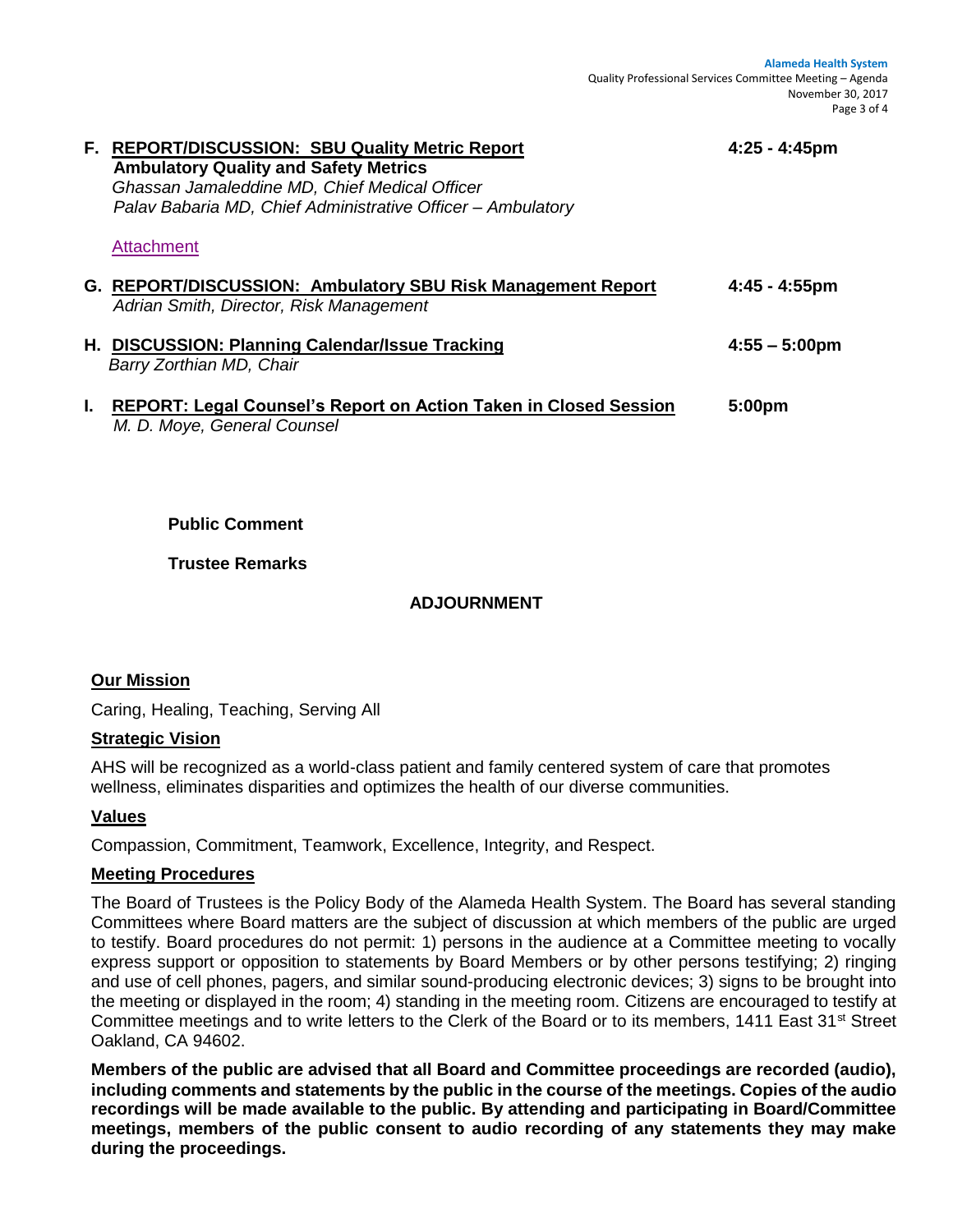**F. <u>REPORT/DISCUSSION: SBU Quality Metric Report</u>** **4:25 - 4:45pm**
**Ambulatory Quality and Safety Metrics**
*Ghassan Jamaleddine MD, Chief Medical Officer*
*Palav Babaria MD, Chief Administrative Officer – Ambulatory*

Attachment

**G. <u>REPORT/DISCUSSION: Ambulatory SBU Risk Management Report</u>** **4:45 - 4:55pm**
*Adrian Smith, Director, Risk Management*

**H. <u>DISCUSSION: Planning Calendar/Issue Tracking</u>** **4:55 – 5:00pm**
*Barry Zorthian MD, Chair*

**I. <u>REPORT: Legal Counsel's Report on Action Taken in Closed Session</u>** **5:00pm**
*M. D. Moye, General Counsel*

**Public Comment**

**Trustee Remarks**

**ADJOURNMENT**

**<u>Our Mission</u>**

Caring, Healing, Teaching, Serving All

**<u>Strategic Vision</u>**

AHS will be recognized as a world-class patient and family centered system of care that promotes wellness, eliminates disparities and optimizes the health of our diverse communities.

**<u>Values</u>**

Compassion, Commitment, Teamwork, Excellence, Integrity, and Respect.

**<u>Meeting Procedures</u>**

The Board of Trustees is the Policy Body of the Alameda Health System. The Board has several standing Committees where Board matters are the subject of discussion at which members of the public are urged to testify. Board procedures do not permit: 1) persons in the audience at a Committee meeting to vocally express support or opposition to statements by Board Members or by other persons testifying; 2) ringing and use of cell phones, pagers, and similar sound-producing electronic devices; 3) signs to be brought into the meeting or displayed in the room; 4) standing in the meeting room. Citizens are encouraged to testify at Committee meetings and to write letters to the Clerk of the Board or to its members, 1411 East 31st Street Oakland, CA 94602.

**Members of the public are advised that all Board and Committee proceedings are recorded (audio), including comments and statements by the public in the course of the meetings. Copies of the audio recordings will be made available to the public. By attending and participating in Board/Committee meetings, members of the public consent to audio recording of any statements they may make during the proceedings.**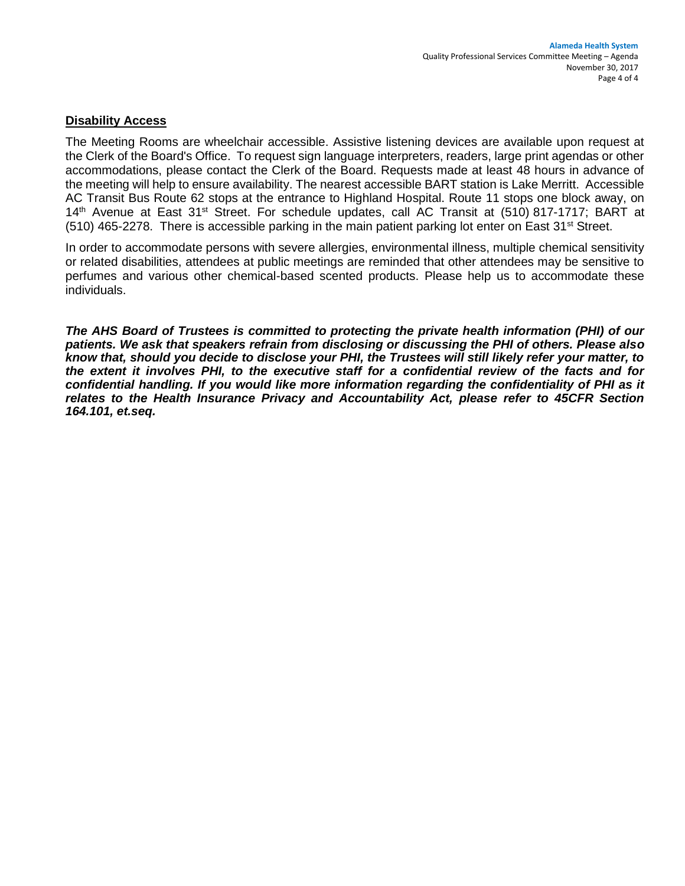## **Disability Access**

The Meeting Rooms are wheelchair accessible. Assistive listening devices are available upon request at the Clerk of the Board's Office. To request sign language interpreters, readers, large print agendas or other accommodations, please contact the Clerk of the Board. Requests made at least 48 hours in advance of the meeting will help to ensure availability. The nearest accessible BART station is Lake Merritt. Accessible AC Transit Bus Route 62 stops at the entrance to Highland Hospital. Route 11 stops one block away, on 14th Avenue at East 31st Street. For schedule updates, call AC Transit at (510) 817-1717; BART at (510) 465-2278. There is accessible parking in the main patient parking lot enter on East 31st Street.

In order to accommodate persons with severe allergies, environmental illness, multiple chemical sensitivity or related disabilities, attendees at public meetings are reminded that other attendees may be sensitive to perfumes and various other chemical-based scented products. Please help us to accommodate these individuals.

***The AHS Board of Trustees is committed to protecting the private health information (PHI) of our patients. We ask that speakers refrain from disclosing or discussing the PHI of others. Please also know that, should you decide to disclose your PHI, the Trustees will still likely refer your matter, to the extent it involves PHI, to the executive staff for a confidential review of the facts and for confidential handling. If you would like more information regarding the confidentiality of PHI as it relates to the Health Insurance Privacy and Accountability Act, please refer to 45CFR Section 164.101, et.seq.***